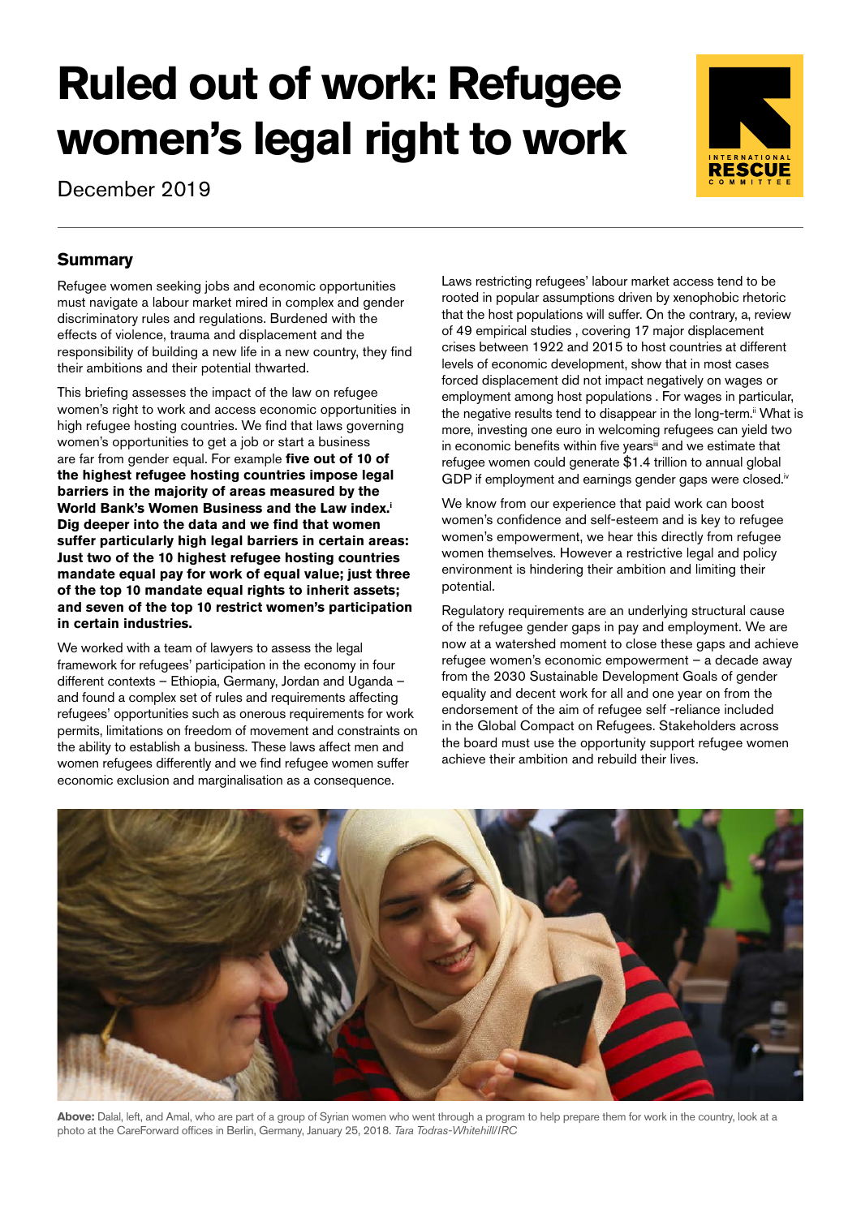# Ruled out of work: Refugee women's legal right to work

December 2019

## Summary

Refugee women seeking jobs and economic opportunities must navigate a labour market mired in complex and gender discriminatory rules and regulations. Burdened with the effects of violence, trauma and displacement and the responsibility of building a new life in a new country, they find their ambitions and their potential thwarted.

This briefing assesses the impact of the law on refugee women's right to work and access economic opportunities in high refugee hosting countries. We find that laws governing women's opportunities to get a job or start a business are far from gender equal. For example **five out of 10 of the highest refugee hosting countries impose legal barriers in the majority of areas measured by the World Bank's Women Business and the Law index.[i] Dig deeper into the data and we find that women suffer particularly high legal barriers in certain areas: Just two of the 10 highest refugee hosting countries mandate equal pay for work of equal value; just three of the top 10 mandate equal rights to inherit assets; and seven of the top 10 restrict women's participation in certain industries.**

We worked with a team of lawyers to assess the legal framework for refugees' participation in the economy in four different contexts – Ethiopia, Germany, Jordan and Uganda – and found a complex set of rules and requirements affecting refugees' opportunities such as onerous requirements for work permits, limitations on freedom of movement and constraints on the ability to establish a business. These laws affect men and women refugees differently and we find refugee women suffer economic exclusion and marginalisation as a consequence.

Laws restricting refugees' labour market access tend to be rooted in popular assumptions driven by xenophobic rhetoric that the host populations will suffer. On the contrary, a, review of 49 empirical studies , covering 17 major displacement crises between 1922 and 2015 to host countries at different levels of economic development, show that in most cases forced displacement did not impact negatively on wages or employment among host populations . For wages in particular, the negative results tend to disappear in the long-term.[ii] What is more, investing one euro in welcoming refugees can yield two in economic benefits within five years[iii] and we estimate that refugee women could generate $1.4 trillion to annual global GDP if employment and earnings gender gaps were closed.[iv]

We know from our experience that paid work can boost women's confidence and self-esteem and is key to refugee women's empowerment, we hear this directly from refugee women themselves. However a restrictive legal and policy environment is hindering their ambition and limiting their potential.

Regulatory requirements are an underlying structural cause of the refugee gender gaps in pay and employment. We are now at a watershed moment to close these gaps and achieve refugee women's economic empowerment – a decade away from the 2030 Sustainable Development Goals of gender equality and decent work for all and one year on from the endorsement of the aim of refugee self -reliance included in the Global Compact on Refugees. Stakeholders across the board must use the opportunity support refugee women achieve their ambition and rebuild their lives.

**Above:** Dalal, left, and Amal, who are part of a group of Syrian women who went through a program to help prepare them for work in the country, look at a photo at the CareForward offices in Berlin, Germany, January 25, 2018. *Tara Todras-Whitehill/IRC*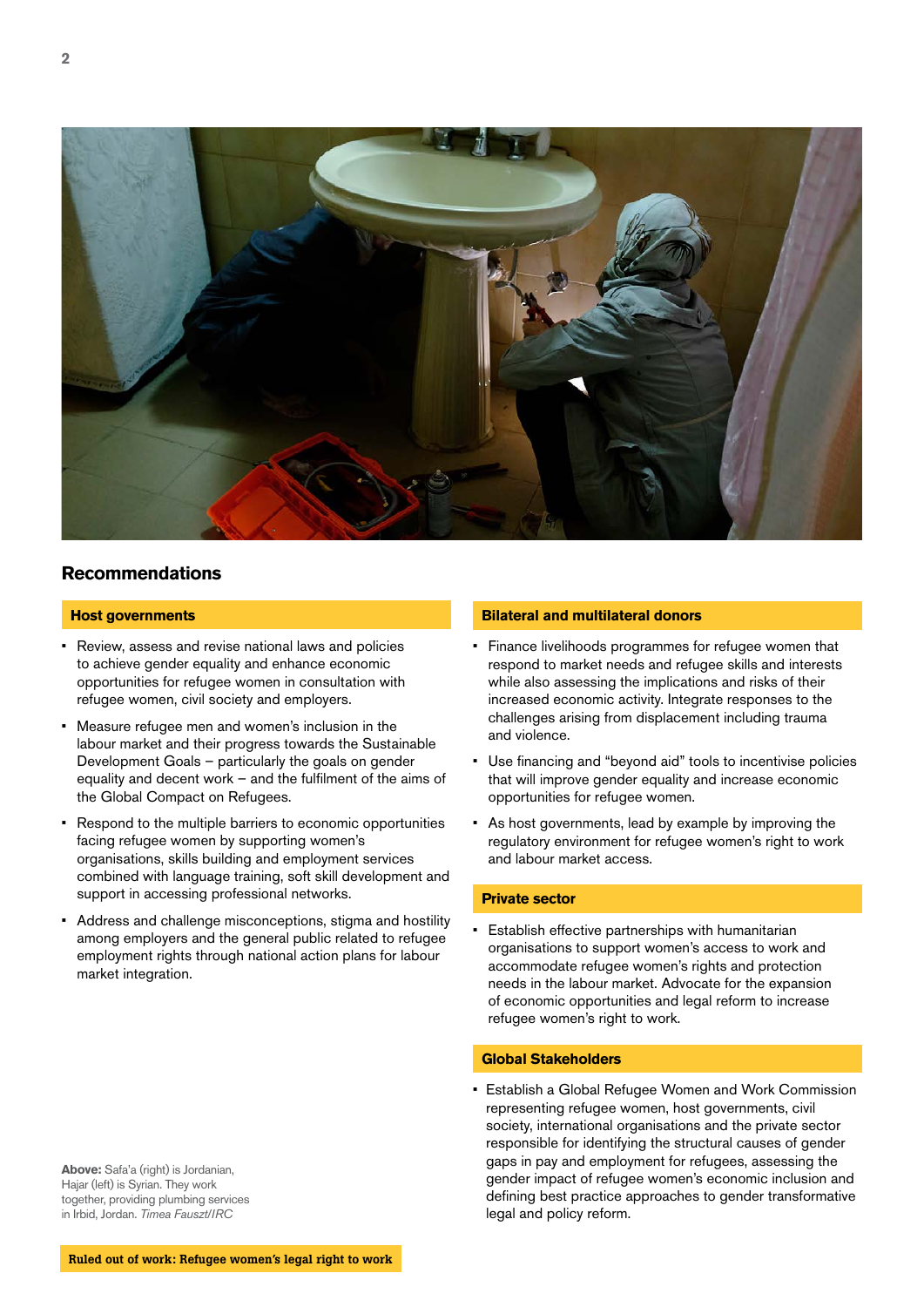## Recommendations

### Host governments

- Review, assess and revise national laws and policies to achieve gender equality and enhance economic opportunities for refugee women in consultation with refugee women, civil society and employers.
- Measure refugee men and women's inclusion in the labour market and their progress towards the Sustainable Development Goals – particularly the goals on gender equality and decent work – and the fulfilment of the aims of the Global Compact on Refugees.
- Respond to the multiple barriers to economic opportunities facing refugee women by supporting women's organisations, skills building and employment services combined with language training, soft skill development and support in accessing professional networks.
- Address and challenge misconceptions, stigma and hostility among employers and the general public related to refugee employment rights through national action plans for labour market integration.

### Bilateral and multilateral donors

- Finance livelihoods programmes for refugee women that respond to market needs and refugee skills and interests while also assessing the implications and risks of their increased economic activity. Integrate responses to the challenges arising from displacement including trauma and violence.
- Use financing and "beyond aid" tools to incentivise policies that will improve gender equality and increase economic opportunities for refugee women.
- As host governments, lead by example by improving the regulatory environment for refugee women's right to work and labour market access.

### Private sector

- Establish effective partnerships with humanitarian organisations to support women's access to work and accommodate refugee women's rights and protection needs in the labour market. Advocate for the expansion of economic opportunities and legal reform to increase refugee women's right to work.

### Global Stakeholders

- Establish a Global Refugee Women and Work Commission representing refugee women, host governments, civil society, international organisations and the private sector responsible for identifying the structural causes of gender gaps in pay and employment for refugees, assessing the gender impact of refugee women's economic inclusion and defining best practice approaches to gender transformative legal and policy reform.

**Above:** Safa'a (right) is Jordanian, Hajar (left) is Syrian. They work together, providing plumbing services in Irbid, Jordan. *Timea Fauszt/IRC*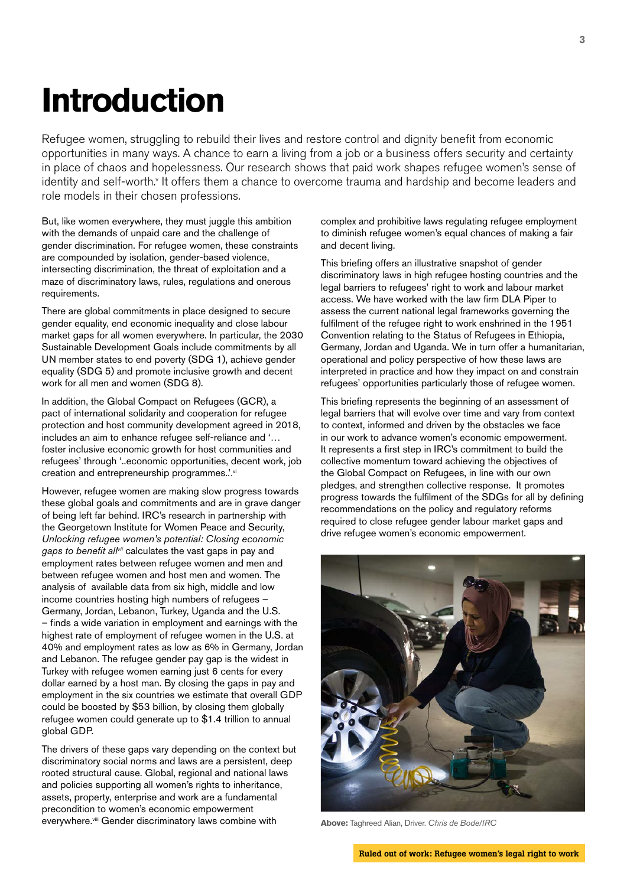# Introduction

Refugee women, struggling to rebuild their lives and restore control and dignity benefit from economic opportunities in many ways. A chance to earn a living from a job or a business offers security and certainty in place of chaos and hopelessness. Our research shows that paid work shapes refugee women's sense of identity and self-worth.[v] It offers them a chance to overcome trauma and hardship and become leaders and role models in their chosen professions.

But, like women everywhere, they must juggle this ambition with the demands of unpaid care and the challenge of gender discrimination. For refugee women, these constraints are compounded by isolation, gender-based violence, intersecting discrimination, the threat of exploitation and a maze of discriminatory laws, rules, regulations and onerous requirements.

There are global commitments in place designed to secure gender equality, end economic inequality and close labour market gaps for all women everywhere. In particular, the 2030 Sustainable Development Goals include commitments by all UN member states to end poverty (SDG 1), achieve gender equality (SDG 5) and promote inclusive growth and decent work for all men and women (SDG 8).

In addition, the Global Compact on Refugees (GCR), a pact of international solidarity and cooperation for refugee protection and host community development agreed in 2018, includes an aim to enhance refugee self-reliance and '… foster inclusive economic growth for host communities and refugees' through '..economic opportunities, decent work, job creation and entrepreneurship programmes..'.[vi]

However, refugee women are making slow progress towards these global goals and commitments and are in grave danger of being left far behind. IRC's research in partnership with the Georgetown Institute for Women Peace and Security, *Unlocking refugee women's potential: Closing economic gaps to benefit all*[vii] calculates the vast gaps in pay and employment rates between refugee women and men and between refugee women and host men and women. The analysis of available data from six high, middle and low income countries hosting high numbers of refugees – Germany, Jordan, Lebanon, Turkey, Uganda and the U.S. – finds a wide variation in employment and earnings with the highest rate of employment of refugee women in the U.S. at 40% and employment rates as low as 6% in Germany, Jordan and Lebanon. The refugee gender pay gap is the widest in Turkey with refugee women earning just 6 cents for every dollar earned by a host man. By closing the gaps in pay and employment in the six countries we estimate that overall GDP could be boosted by $53 billion, by closing them globally refugee women could generate up to $1.4 trillion to annual global GDP.

The drivers of these gaps vary depending on the context but discriminatory social norms and laws are a persistent, deep rooted structural cause. Global, regional and national laws and policies supporting all women's rights to inheritance, assets, property, enterprise and work are a fundamental precondition to women's economic empowerment everywhere.[viii] Gender discriminatory laws combine with complex and prohibitive laws regulating refugee employment to diminish refugee women's equal chances of making a fair and decent living.

This briefing offers an illustrative snapshot of gender discriminatory laws in high refugee hosting countries and the legal barriers to refugees' right to work and labour market access. We have worked with the law firm DLA Piper to assess the current national legal frameworks governing the fulfilment of the refugee right to work enshrined in the 1951 Convention relating to the Status of Refugees in Ethiopia, Germany, Jordan and Uganda. We in turn offer a humanitarian, operational and policy perspective of how these laws are interpreted in practice and how they impact on and constrain refugees' opportunities particularly those of refugee women.

This briefing represents the beginning of an assessment of legal barriers that will evolve over time and vary from context to context, informed and driven by the obstacles we face in our work to advance women's economic empowerment. It represents a first step in IRC's commitment to build the collective momentum toward achieving the objectives of the Global Compact on Refugees, in line with our own pledges, and strengthen collective response. It promotes progress towards the fulfilment of the SDGs for all by defining recommendations on the policy and regulatory reforms required to close refugee gender labour market gaps and drive refugee women's economic empowerment.

**Above:** Taghreed Alian, Driver. *Chris de Bode/IRC*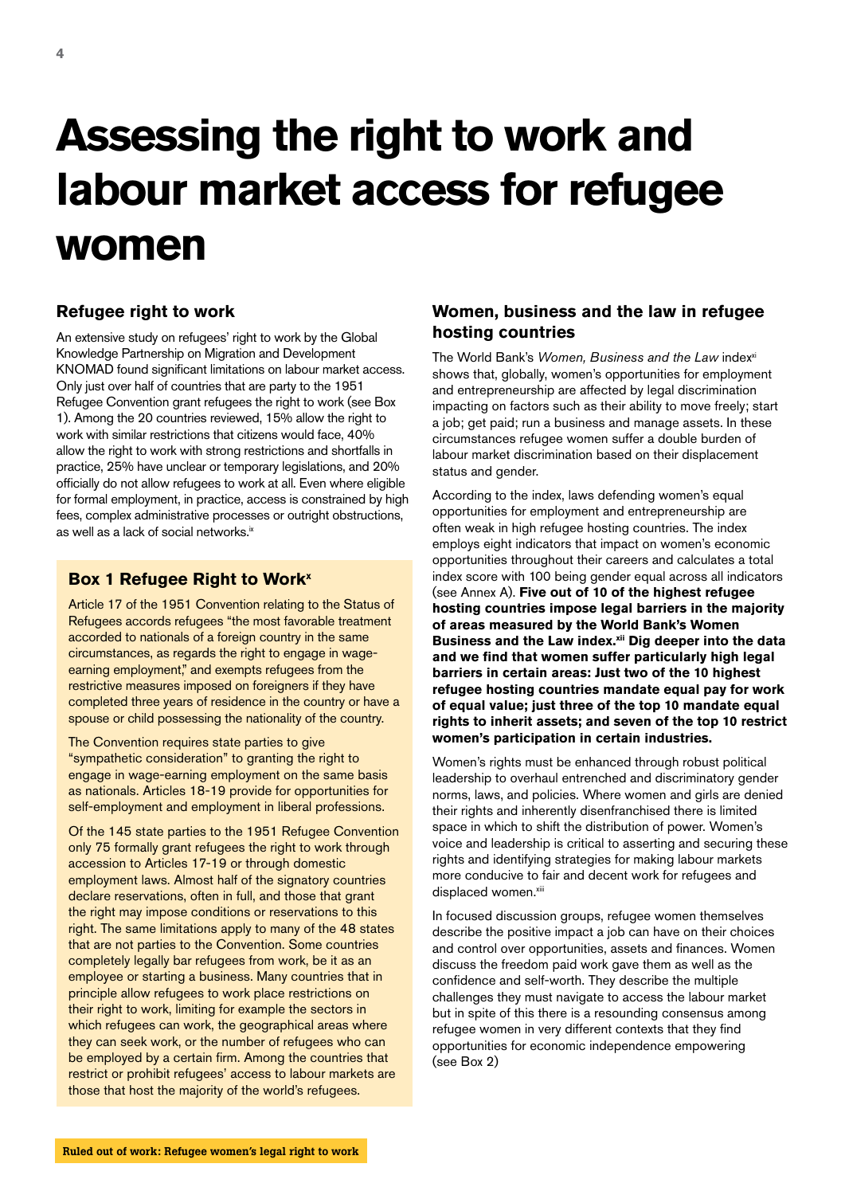# Assessing the right to work and labour market access for refugee women

## Refugee right to work

An extensive study on refugees' right to work by the Global Knowledge Partnership on Migration and Development KNOMAD found significant limitations on labour market access. Only just over half of countries that are party to the 1951 Refugee Convention grant refugees the right to work (see Box 1). Among the 20 countries reviewed, 15% allow the right to work with similar restrictions that citizens would face, 40% allow the right to work with strong restrictions and shortfalls in practice, 25% have unclear or temporary legislations, and 20% officially do not allow refugees to work at all. Even where eligible for formal employment, in practice, access is constrained by high fees, complex administrative processes or outright obstructions, as well as a lack of social networks.[ix]

### Box 1 Refugee Right to Work[x]

Article 17 of the 1951 Convention relating to the Status of Refugees accords refugees "the most favorable treatment accorded to nationals of a foreign country in the same circumstances, as regards the right to engage in wage-earning employment," and exempts refugees from the restrictive measures imposed on foreigners if they have completed three years of residence in the country or have a spouse or child possessing the nationality of the country.

The Convention requires state parties to give "sympathetic consideration" to granting the right to engage in wage-earning employment on the same basis as nationals. Articles 18-19 provide for opportunities for self-employment and employment in liberal professions.

Of the 145 state parties to the 1951 Refugee Convention only 75 formally grant refugees the right to work through accession to Articles 17-19 or through domestic employment laws. Almost half of the signatory countries declare reservations, often in full, and those that grant the right may impose conditions or reservations to this right. The same limitations apply to many of the 48 states that are not parties to the Convention. Some countries completely legally bar refugees from work, be it as an employee or starting a business. Many countries that in principle allow refugees to work place restrictions on their right to work, limiting for example the sectors in which refugees can work, the geographical areas where they can seek work, or the number of refugees who can be employed by a certain firm. Among the countries that restrict or prohibit refugees' access to labour markets are those that host the majority of the world's refugees.

## Women, business and the law in refugee hosting countries

The World Bank's *Women, Business and the Law* index[xi] shows that, globally, women's opportunities for employment and entrepreneurship are affected by legal discrimination impacting on factors such as their ability to move freely; start a job; get paid; run a business and manage assets. In these circumstances refugee women suffer a double burden of labour market discrimination based on their displacement status and gender.

According to the index, laws defending women's equal opportunities for employment and entrepreneurship are often weak in high refugee hosting countries. The index employs eight indicators that impact on women's economic opportunities throughout their careers and calculates a total index score with 100 being gender equal across all indicators (see Annex A). **Five out of 10 of the highest refugee hosting countries impose legal barriers in the majority of areas measured by the World Bank's Women Business and the Law index.[xii] Dig deeper into the data and we find that women suffer particularly high legal barriers in certain areas: Just two of the 10 highest refugee hosting countries mandate equal pay for work of equal value; just three of the top 10 mandate equal rights to inherit assets; and seven of the top 10 restrict women's participation in certain industries.**

Women's rights must be enhanced through robust political leadership to overhaul entrenched and discriminatory gender norms, laws, and policies. Where women and girls are denied their rights and inherently disenfranchised there is limited space in which to shift the distribution of power. Women's voice and leadership is critical to asserting and securing these rights and identifying strategies for making labour markets more conducive to fair and decent work for refugees and displaced women.[xiii]

In focused discussion groups, refugee women themselves describe the positive impact a job can have on their choices and control over opportunities, assets and finances. Women discuss the freedom paid work gave them as well as the confidence and self-worth. They describe the multiple challenges they must navigate to access the labour market but in spite of this there is a resounding consensus among refugee women in very different contexts that they find opportunities for economic independence empowering (see Box 2)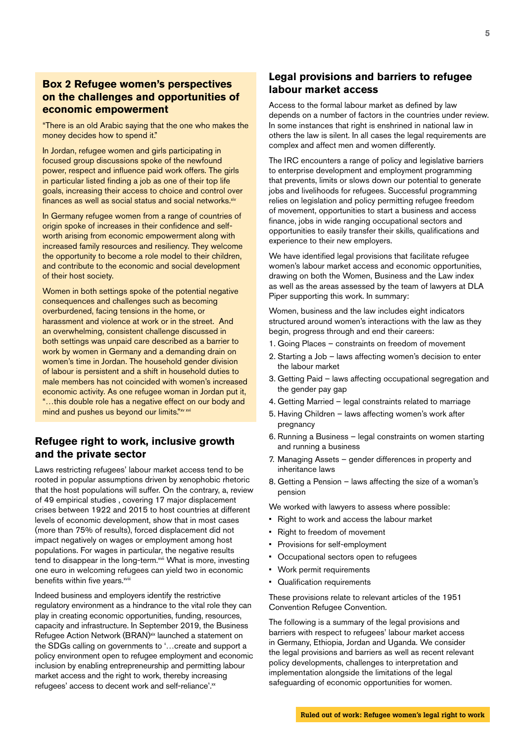## Box 2 Refugee women's perspectives on the challenges and opportunities of economic empowerment

"There is an old Arabic saying that the one who makes the money decides how to spend it."

In Jordan, refugee women and girls participating in focused group discussions spoke of the newfound power, respect and influence paid work offers. The girls in particular listed finding a job as one of their top life goals, increasing their access to choice and control over finances as well as social status and social networks.[xiv]

In Germany refugee women from a range of countries of origin spoke of increases in their confidence and self-worth arising from economic empowerment along with increased family resources and resiliency. They welcome the opportunity to become a role model to their children, and contribute to the economic and social development of their host society.

Women in both settings spoke of the potential negative consequences and challenges such as becoming overburdened, facing tensions in the home, or harassment and violence at work or in the street. And an overwhelming, consistent challenge discussed in both settings was unpaid care described as a barrier to work by women in Germany and a demanding drain on women's time in Jordan. The household gender division of labour is persistent and a shift in household duties to male members has not coincided with women's increased economic activity. As one refugee woman in Jordan put it, "…this double role has a negative effect on our body and mind and pushes us beyond our limits."[xv xvi]

## Refugee right to work, inclusive growth and the private sector

Laws restricting refugees' labour market access tend to be rooted in popular assumptions driven by xenophobic rhetoric that the host populations will suffer. On the contrary, a, review of 49 empirical studies , covering 17 major displacement crises between 1922 and 2015 to host countries at different levels of economic development, show that in most cases (more than 75% of results), forced displacement did not impact negatively on wages or employment among host populations. For wages in particular, the negative results tend to disappear in the long-term.[xvii] What is more, investing one euro in welcoming refugees can yield two in economic benefits within five years.[xviii]

Indeed business and employers identify the restrictive regulatory environment as a hindrance to the vital role they can play in creating economic opportunities, funding, resources, capacity and infrastructure. In September 2019, the Business Refugee Action Network (BRAN)[xix] launched a statement on the SDGs calling on governments to '…create and support a policy environment open to refugee employment and economic inclusion by enabling entrepreneurship and permitting labour market access and the right to work, thereby increasing refugees' access to decent work and self-reliance'.[xx]

## Legal provisions and barriers to refugee labour market access

Access to the formal labour market as defined by law depends on a number of factors in the countries under review. In some instances that right is enshrined in national law in others the law is silent. In all cases the legal requirements are complex and affect men and women differently.

The IRC encounters a range of policy and legislative barriers to enterprise development and employment programming that prevents, limits or slows down our potential to generate jobs and livelihoods for refugees. Successful programming relies on legislation and policy permitting refugee freedom of movement, opportunities to start a business and access finance, jobs in wide ranging occupational sectors and opportunities to easily transfer their skills, qualifications and experience to their new employers.

We have identified legal provisions that facilitate refugee women's labour market access and economic opportunities, drawing on both the Women, Business and the Law index as well as the areas assessed by the team of lawyers at DLA Piper supporting this work. In summary:

Women, business and the law includes eight indicators structured around women's interactions with the law as they begin, progress through and end their careers:

1. Going Places – constraints on freedom of movement
2. Starting a Job – laws affecting women's decision to enter the labour market
3. Getting Paid – laws affecting occupational segregation and the gender pay gap
4. Getting Married – legal constraints related to marriage
5. Having Children – laws affecting women's work after pregnancy
6. Running a Business – legal constraints on women starting and running a business
7. Managing Assets – gender differences in property and inheritance laws
8. Getting a Pension – laws affecting the size of a woman's pension

We worked with lawyers to assess where possible:

- Right to work and access the labour market
- Right to freedom of movement
- Provisions for self-employment
- Occupational sectors open to refugees
- Work permit requirements
- Qualification requirements

These provisions relate to relevant articles of the 1951 Convention Refugee Convention.

The following is a summary of the legal provisions and barriers with respect to refugees' labour market access in Germany, Ethiopia, Jordan and Uganda. We consider the legal provisions and barriers as well as recent relevant policy developments, challenges to interpretation and implementation alongside the limitations of the legal safeguarding of economic opportunities for women.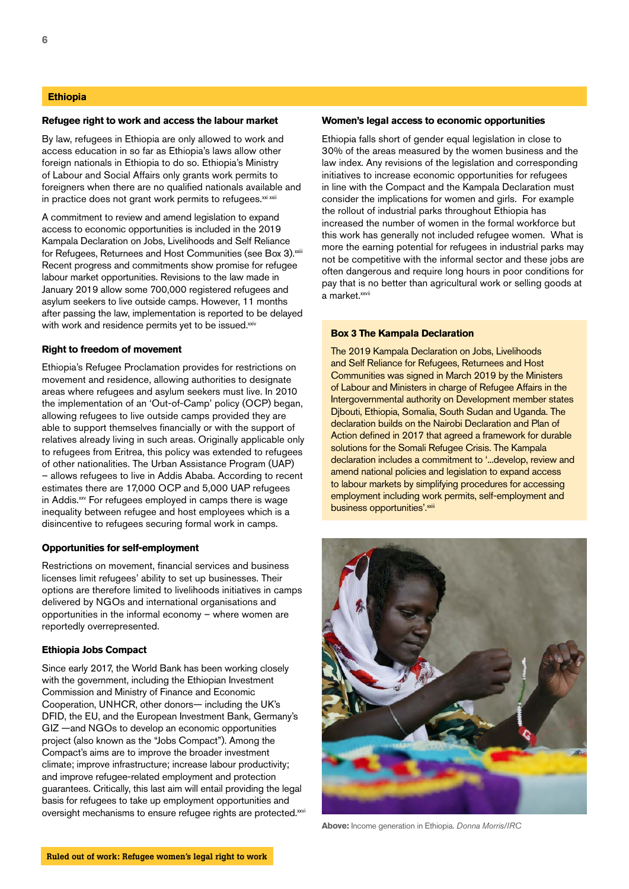## Ethiopia

### Refugee right to work and access the labour market

By law, refugees in Ethiopia are only allowed to work and access education in so far as Ethiopia's laws allow other foreign nationals in Ethiopia to do so. Ethiopia's Ministry of Labour and Social Affairs only grants work permits to foreigners when there are no qualified nationals available and in practice does not grant work permits to refugees.[xxi xxii]

A commitment to review and amend legislation to expand access to economic opportunities is included in the 2019 Kampala Declaration on Jobs, Livelihoods and Self Reliance for Refugees, Returnees and Host Communities (see Box 3).[xxiii] Recent progress and commitments show promise for refugee labour market opportunities. Revisions to the law made in January 2019 allow some 700,000 registered refugees and asylum seekers to live outside camps. However, 11 months after passing the law, implementation is reported to be delayed with work and residence permits yet to be issued.[xxiv]

### Right to freedom of movement

Ethiopia's Refugee Proclamation provides for restrictions on movement and residence, allowing authorities to designate areas where refugees and asylum seekers must live. In 2010 the implementation of an 'Out-of-Camp' policy (OCP) began, allowing refugees to live outside camps provided they are able to support themselves financially or with the support of relatives already living in such areas. Originally applicable only to refugees from Eritrea, this policy was extended to refugees of other nationalities. The Urban Assistance Program (UAP) – allows refugees to live in Addis Ababa. According to recent estimates there are 17,000 OCP and 5,000 UAP refugees in Addis.[xxv] For refugees employed in camps there is wage inequality between refugee and host employees which is a disincentive to refugees securing formal work in camps.

### Opportunities for self-employment

Restrictions on movement, financial services and business licenses limit refugees' ability to set up businesses. Their options are therefore limited to livelihoods initiatives in camps delivered by NGOs and international organisations and opportunities in the informal economy – where women are reportedly overrepresented.

### Ethiopia Jobs Compact

Since early 2017, the World Bank has been working closely with the government, including the Ethiopian Investment Commission and Ministry of Finance and Economic Cooperation, UNHCR, other donors— including the UK's DFID, the EU, and the European Investment Bank, Germany's GIZ —and NGOs to develop an economic opportunities project (also known as the "Jobs Compact"). Among the Compact's aims are to improve the broader investment climate; improve infrastructure; increase labour productivity; and improve refugee-related employment and protection guarantees. Critically, this last aim will entail providing the legal basis for refugees to take up employment opportunities and oversight mechanisms to ensure refugee rights are protected.[xxvi]

### Women's legal access to economic opportunities

Ethiopia falls short of gender equal legislation in close to 30% of the areas measured by the women business and the law index. Any revisions of the legislation and corresponding initiatives to increase economic opportunities for refugees in line with the Compact and the Kampala Declaration must consider the implications for women and girls. For example the rollout of industrial parks throughout Ethiopia has increased the number of women in the formal workforce but this work has generally not included refugee women. What is more the earning potential for refugees in industrial parks may not be competitive with the informal sector and these jobs are often dangerous and require long hours in poor conditions for pay that is no better than agricultural work or selling goods at a market.[xxvii]

### Box 3 The Kampala Declaration

The 2019 Kampala Declaration on Jobs, Livelihoods and Self Reliance for Refugees, Returnees and Host Communities was signed in March 2019 by the Ministers of Labour and Ministers in charge of Refugee Affairs in the Intergovernmental authority on Development member states Djbouti, Ethiopia, Somalia, South Sudan and Uganda. The declaration builds on the Nairobi Declaration and Plan of Action defined in 2017 that agreed a framework for durable solutions for the Somali Refugee Crisis. The Kampala declaration includes a commitment to '...develop, review and amend national policies and legislation to expand access to labour markets by simplifying procedures for accessing employment including work permits, self-employment and business opportunities'.[xxiii]

**Above:** Income generation in Ethiopia. *Donna Morris/IRC*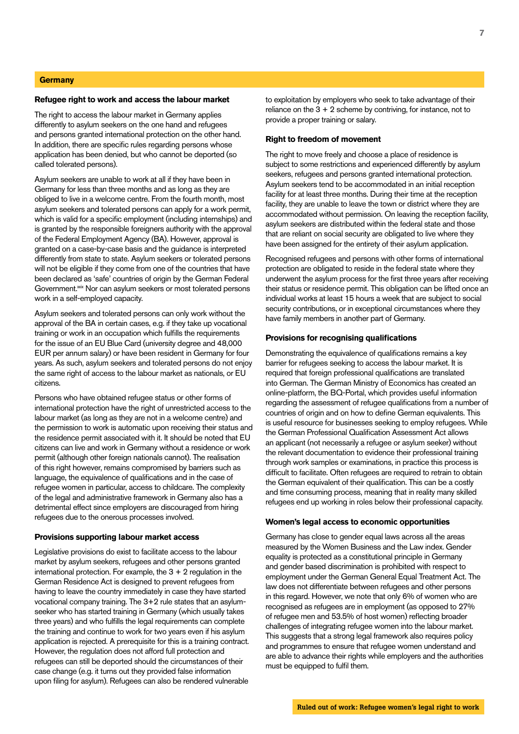## Germany

### Refugee right to work and access the labour market

The right to access the labour market in Germany applies differently to asylum seekers on the one hand and refugees and persons granted international protection on the other hand. In addition, there are specific rules regarding persons whose application has been denied, but who cannot be deported (so called tolerated persons).

Asylum seekers are unable to work at all if they have been in Germany for less than three months and as long as they are obliged to live in a welcome centre. From the fourth month, most asylum seekers and tolerated persons can apply for a work permit, which is valid for a specific employment (including internships) and is granted by the responsible foreigners authority with the approval of the Federal Employment Agency (BA). However, approval is granted on a case-by-case basis and the guidance is interpreted differently from state to state. Asylum seekers or tolerated persons will not be eligible if they come from one of the countries that have been declared as 'safe' countries of origin by the German Federal Government.[xix] Nor can asylum seekers or most tolerated persons work in a self-employed capacity.

Asylum seekers and tolerated persons can only work without the approval of the BA in certain cases, e.g. if they take up vocational training or work in an occupation which fulfills the requirements for the issue of an EU Blue Card (university degree and 48,000 EUR per annum salary) or have been resident in Germany for four years. As such, asylum seekers and tolerated persons do not enjoy the same right of access to the labour market as nationals, or EU citizens.

Persons who have obtained refugee status or other forms of international protection have the right of unrestricted access to the labour market (as long as they are not in a welcome centre) and the permission to work is automatic upon receiving their status and the residence permit associated with it. It should be noted that EU citizens can live and work in Germany without a residence or work permit (although other foreign nationals cannot). The realisation of this right however, remains compromised by barriers such as language, the equivalence of qualifications and in the case of refugee women in particular, access to childcare. The complexity of the legal and administrative framework in Germany also has a detrimental effect since employers are discouraged from hiring refugees due to the onerous processes involved.

### Provisions supporting labour market access

Legislative provisions do exist to facilitate access to the labour market by asylum seekers, refugees and other persons granted international protection. For example, the 3 + 2 regulation in the German Residence Act is designed to prevent refugees from having to leave the country immediately in case they have started vocational company training. The 3+2 rule states that an asylum-seeker who has started training in Germany (which usually takes three years) and who fulfills the legal requirements can complete the training and continue to work for two years even if his asylum application is rejected. A prerequisite for this is a training contract. However, the regulation does not afford full protection and refugees can still be deported should the circumstances of their case change (e.g. it turns out they provided false information upon filing for asylum). Refugees can also be rendered vulnerable to exploitation by employers who seek to take advantage of their reliance on the 3 + 2 scheme by contriving, for instance, not to provide a proper training or salary.

### Right to freedom of movement

The right to move freely and choose a place of residence is subject to some restrictions and experienced differently by asylum seekers, refugees and persons granted international protection. Asylum seekers tend to be accommodated in an initial reception facility for at least three months. During their time at the reception facility, they are unable to leave the town or district where they are accommodated without permission. On leaving the reception facility, asylum seekers are distributed within the federal state and those that are reliant on social security are obligated to live where they have been assigned for the entirety of their asylum application.

Recognised refugees and persons with other forms of international protection are obligated to reside in the federal state where they underwent the asylum process for the first three years after receiving their status or residence permit. This obligation can be lifted once an individual works at least 15 hours a week that are subject to social security contributions, or in exceptional circumstances where they have family members in another part of Germany.

### Provisions for recognising qualifications

Demonstrating the equivalence of qualifications remains a key barrier for refugees seeking to access the labour market. It is required that foreign professional qualifications are translated into German. The German Ministry of Economics has created an online-platform, the BQ-Portal, which provides useful information regarding the assessment of refugee qualifications from a number of countries of origin and on how to define German equivalents. This is useful resource for businesses seeking to employ refugees. While the German Professional Qualification Assessment Act allows an applicant (not necessarily a refugee or asylum seeker) without the relevant documentation to evidence their professional training through work samples or examinations, in practice this process is difficult to facilitate. Often refugees are required to retrain to obtain the German equivalent of their qualification. This can be a costly and time consuming process, meaning that in reality many skilled refugees end up working in roles below their professional capacity.

### Women's legal access to economic opportunities

Germany has close to gender equal laws across all the areas measured by the Women Business and the Law index. Gender equality is protected as a constitutional principle in Germany and gender based discrimination is prohibited with respect to employment under the German General Equal Treatment Act. The law does not differentiate between refugees and other persons in this regard. However, we note that only 6% of women who are recognised as refugees are in employment (as opposed to 27% of refugee men and 53.5% of host women) reflecting broader challenges of integrating refugee women into the labour market. This suggests that a strong legal framework also requires policy and programmes to ensure that refugee women understand and are able to advance their rights while employers and the authorities must be equipped to fulfil them.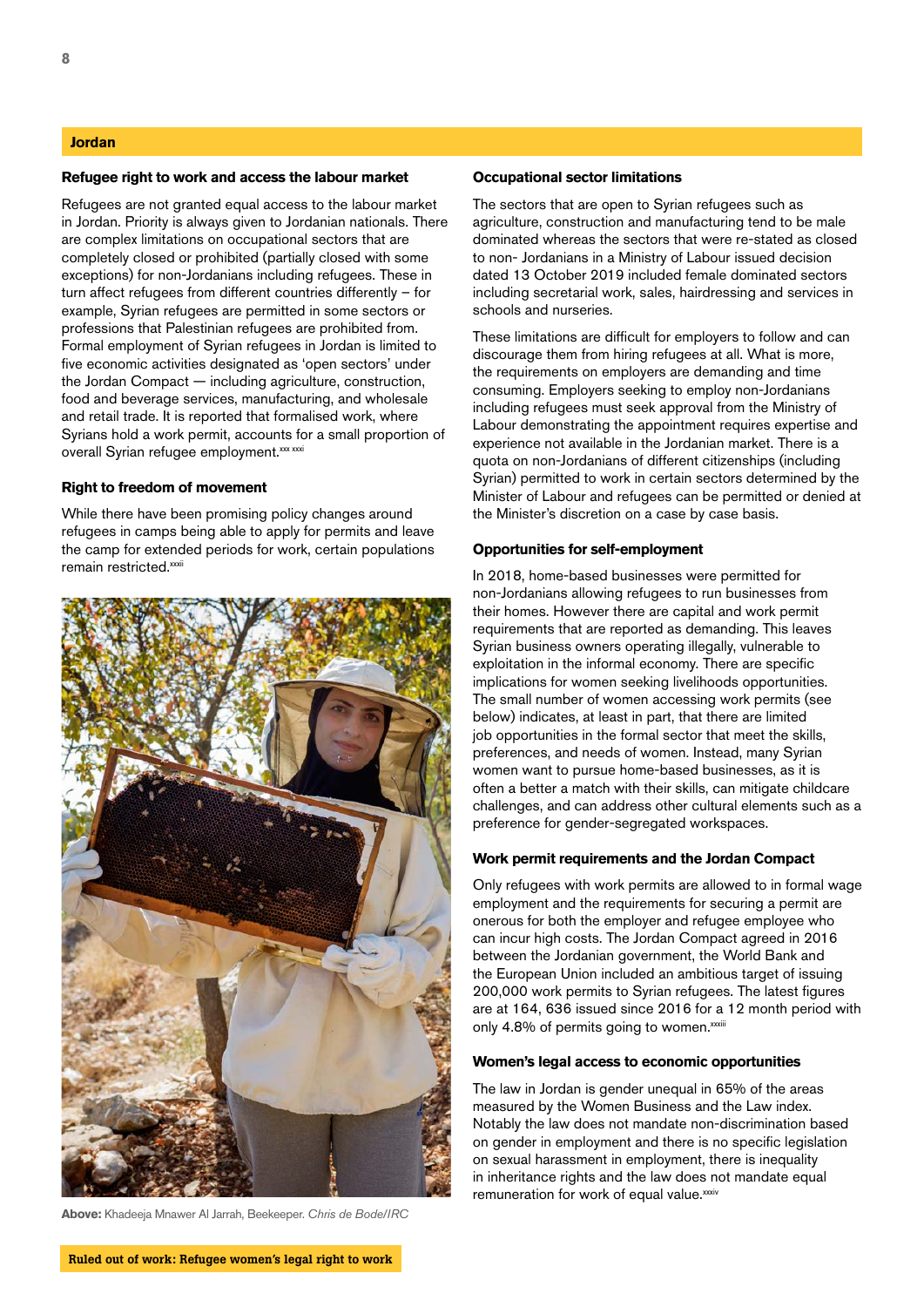## Jordan

### Refugee right to work and access the labour market

Refugees are not granted equal access to the labour market in Jordan. Priority is always given to Jordanian nationals. There are complex limitations on occupational sectors that are completely closed or prohibited (partially closed with some exceptions) for non-Jordanians including refugees. These in turn affect refugees from different countries differently – for example, Syrian refugees are permitted in some sectors or professions that Palestinian refugees are prohibited from. Formal employment of Syrian refugees in Jordan is limited to five economic activities designated as 'open sectors' under the Jordan Compact — including agriculture, construction, food and beverage services, manufacturing, and wholesale and retail trade. It is reported that formalised work, where Syrians hold a work permit, accounts for a small proportion of overall Syrian refugee employment.[xxx xxxi]

### Right to freedom of movement

While there have been promising policy changes around refugees in camps being able to apply for permits and leave the camp for extended periods for work, certain populations remain restricted.[xxxii]

**Above:** Khadeeja Mnawer Al Jarrah, Beekeeper. *Chris de Bode/IRC*

### Occupational sector limitations

The sectors that are open to Syrian refugees such as agriculture, construction and manufacturing tend to be male dominated whereas the sectors that were re-stated as closed to non- Jordanians in a Ministry of Labour issued decision dated 13 October 2019 included female dominated sectors including secretarial work, sales, hairdressing and services in schools and nurseries.

These limitations are difficult for employers to follow and can discourage them from hiring refugees at all. What is more, the requirements on employers are demanding and time consuming. Employers seeking to employ non-Jordanians including refugees must seek approval from the Ministry of Labour demonstrating the appointment requires expertise and experience not available in the Jordanian market. There is a quota on non-Jordanians of different citizenships (including Syrian) permitted to work in certain sectors determined by the Minister of Labour and refugees can be permitted or denied at the Minister's discretion on a case by case basis.

### Opportunities for self-employment

In 2018, home-based businesses were permitted for non-Jordanians allowing refugees to run businesses from their homes. However there are capital and work permit requirements that are reported as demanding. This leaves Syrian business owners operating illegally, vulnerable to exploitation in the informal economy. There are specific implications for women seeking livelihoods opportunities. The small number of women accessing work permits (see below) indicates, at least in part, that there are limited job opportunities in the formal sector that meet the skills, preferences, and needs of women. Instead, many Syrian women want to pursue home-based businesses, as it is often a better a match with their skills, can mitigate childcare challenges, and can address other cultural elements such as a preference for gender-segregated workspaces.

### Work permit requirements and the Jordan Compact

Only refugees with work permits are allowed to in formal wage employment and the requirements for securing a permit are onerous for both the employer and refugee employee who can incur high costs. The Jordan Compact agreed in 2016 between the Jordanian government, the World Bank and the European Union included an ambitious target of issuing 200,000 work permits to Syrian refugees. The latest figures are at 164, 636 issued since 2016 for a 12 month period with only 4.8% of permits going to women.[xxxiii]

### Women's legal access to economic opportunities

The law in Jordan is gender unequal in 65% of the areas measured by the Women Business and the Law index. Notably the law does not mandate non-discrimination based on gender in employment and there is no specific legislation on sexual harassment in employment, there is inequality in inheritance rights and the law does not mandate equal remuneration for work of equal value.[xxxiv]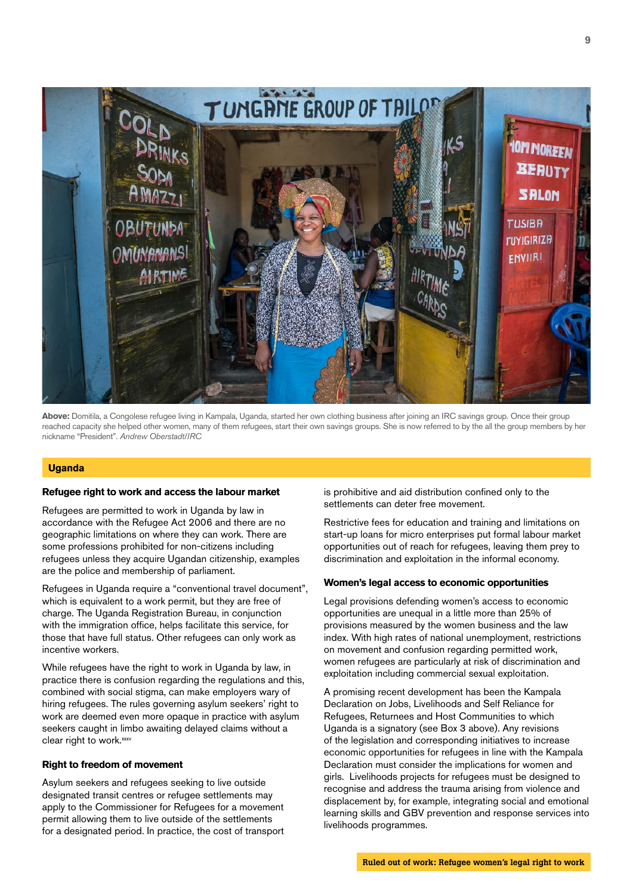**Above:** Domitila, a Congolese refugee living in Kampala, Uganda, started her own clothing business after joining an IRC savings group. Once their group reached capacity she helped other women, many of them refugees, start their own savings groups. She is now referred to by the all the group members by her nickname "President". *Andrew Oberstadt/IRC*

## Uganda

### Refugee right to work and access the labour market

Refugees are permitted to work in Uganda by law in accordance with the Refugee Act 2006 and there are no geographic limitations on where they can work. There are some professions prohibited for non-citizens including refugees unless they acquire Ugandan citizenship, examples are the police and membership of parliament.

Refugees in Uganda require a "conventional travel document", which is equivalent to a work permit, but they are free of charge. The Uganda Registration Bureau, in conjunction with the immigration office, helps facilitate this service, for those that have full status. Other refugees can only work as incentive workers.

While refugees have the right to work in Uganda by law, in practice there is confusion regarding the regulations and this, combined with social stigma, can make employers wary of hiring refugees. The rules governing asylum seekers' right to work are deemed even more opaque in practice with asylum seekers caught in limbo awaiting delayed claims without a clear right to work.[xxxv]

### Right to freedom of movement

Asylum seekers and refugees seeking to live outside designated transit centres or refugee settlements may apply to the Commissioner for Refugees for a movement permit allowing them to live outside of the settlements for a designated period. In practice, the cost of transport is prohibitive and aid distribution confined only to the settlements can deter free movement.

Restrictive fees for education and training and limitations on start-up loans for micro enterprises put formal labour market opportunities out of reach for refugees, leaving them prey to discrimination and exploitation in the informal economy.

### Women's legal access to economic opportunities

Legal provisions defending women's access to economic opportunities are unequal in a little more than 25% of provisions measured by the women business and the law index. With high rates of national unemployment, restrictions on movement and confusion regarding permitted work, women refugees are particularly at risk of discrimination and exploitation including commercial sexual exploitation.

A promising recent development has been the Kampala Declaration on Jobs, Livelihoods and Self Reliance for Refugees, Returnees and Host Communities to which Uganda is a signatory (see Box 3 above). Any revisions of the legislation and corresponding initiatives to increase economic opportunities for refugees in line with the Kampala Declaration must consider the implications for women and girls. Livelihoods projects for refugees must be designed to recognise and address the trauma arising from violence and displacement by, for example, integrating social and emotional learning skills and GBV prevention and response services into livelihoods programmes.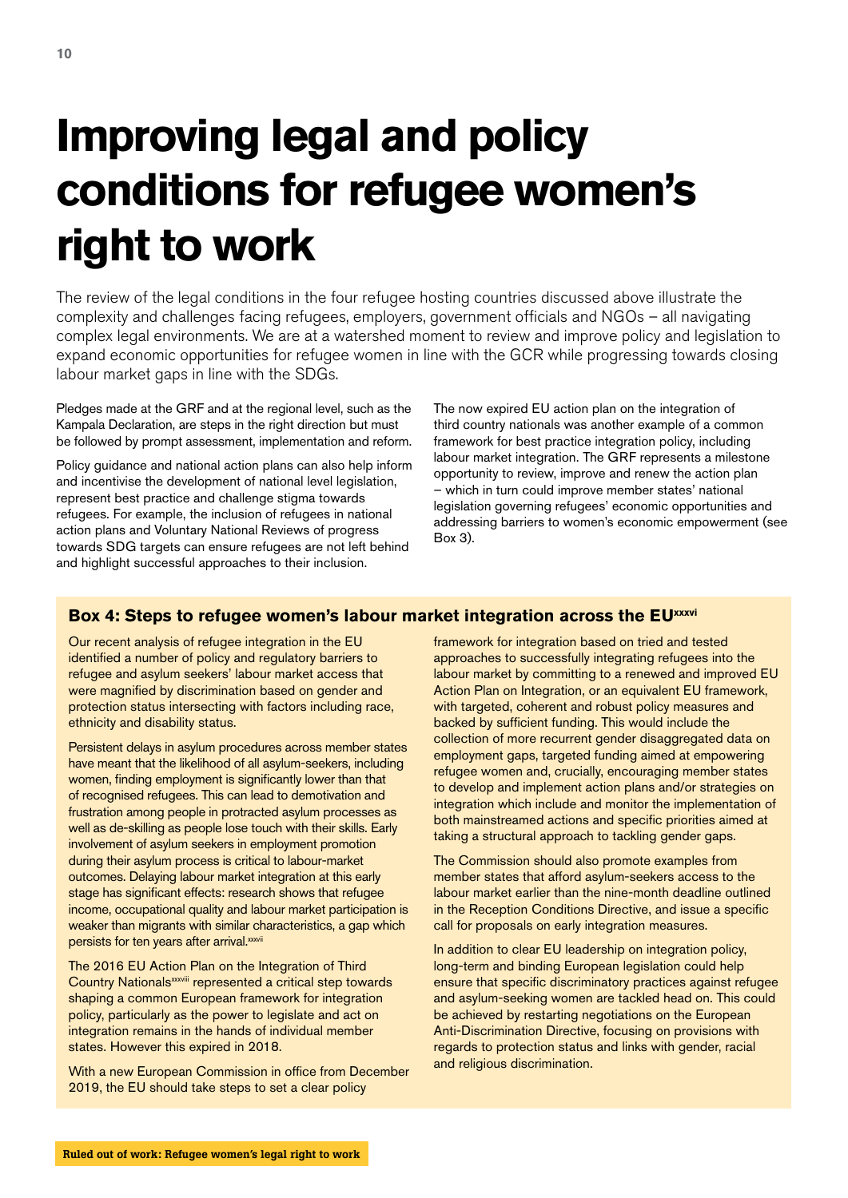# Improving legal and policy conditions for refugee women's right to work

The review of the legal conditions in the four refugee hosting countries discussed above illustrate the complexity and challenges facing refugees, employers, government officials and NGOs – all navigating complex legal environments. We are at a watershed moment to review and improve policy and legislation to expand economic opportunities for refugee women in line with the GCR while progressing towards closing labour market gaps in line with the SDGs.

Pledges made at the GRF and at the regional level, such as the Kampala Declaration, are steps in the right direction but must be followed by prompt assessment, implementation and reform.

Policy guidance and national action plans can also help inform and incentivise the development of national level legislation, represent best practice and challenge stigma towards refugees. For example, the inclusion of refugees in national action plans and Voluntary National Reviews of progress towards SDG targets can ensure refugees are not left behind and highlight successful approaches to their inclusion.

The now expired EU action plan on the integration of third country nationals was another example of a common framework for best practice integration policy, including labour market integration. The GRF represents a milestone opportunity to review, improve and renew the action plan – which in turn could improve member states' national legislation governing refugees' economic opportunities and addressing barriers to women's economic empowerment (see Box 3).

### Box 4: Steps to refugee women's labour market integration across the EU[xxxvi]

Our recent analysis of refugee integration in the EU identified a number of policy and regulatory barriers to refugee and asylum seekers' labour market access that were magnified by discrimination based on gender and protection status intersecting with factors including race, ethnicity and disability status.

Persistent delays in asylum procedures across member states have meant that the likelihood of all asylum-seekers, including women, finding employment is significantly lower than that of recognised refugees. This can lead to demotivation and frustration among people in protracted asylum processes as well as de-skilling as people lose touch with their skills. Early involvement of asylum seekers in employment promotion during their asylum process is critical to labour-market outcomes. Delaying labour market integration at this early stage has significant effects: research shows that refugee income, occupational quality and labour market participation is weaker than migrants with similar characteristics, a gap which persists for ten years after arrival.[xxxvii]

The 2016 EU Action Plan on the Integration of Third Country Nationals[xxxviii] represented a critical step towards shaping a common European framework for integration policy, particularly as the power to legislate and act on integration remains in the hands of individual member states. However this expired in 2018.

With a new European Commission in office from December 2019, the EU should take steps to set a clear policy framework for integration based on tried and tested approaches to successfully integrating refugees into the labour market by committing to a renewed and improved EU Action Plan on Integration, or an equivalent EU framework, with targeted, coherent and robust policy measures and backed by sufficient funding. This would include the collection of more recurrent gender disaggregated data on employment gaps, targeted funding aimed at empowering refugee women and, crucially, encouraging member states to develop and implement action plans and/or strategies on integration which include and monitor the implementation of both mainstreamed actions and specific priorities aimed at taking a structural approach to tackling gender gaps.

The Commission should also promote examples from member states that afford asylum-seekers access to the labour market earlier than the nine-month deadline outlined in the Reception Conditions Directive, and issue a specific call for proposals on early integration measures.

In addition to clear EU leadership on integration policy, long-term and binding European legislation could help ensure that specific discriminatory practices against refugee and asylum-seeking women are tackled head on. This could be achieved by restarting negotiations on the European Anti-Discrimination Directive, focusing on provisions with regards to protection status and links with gender, racial and religious discrimination.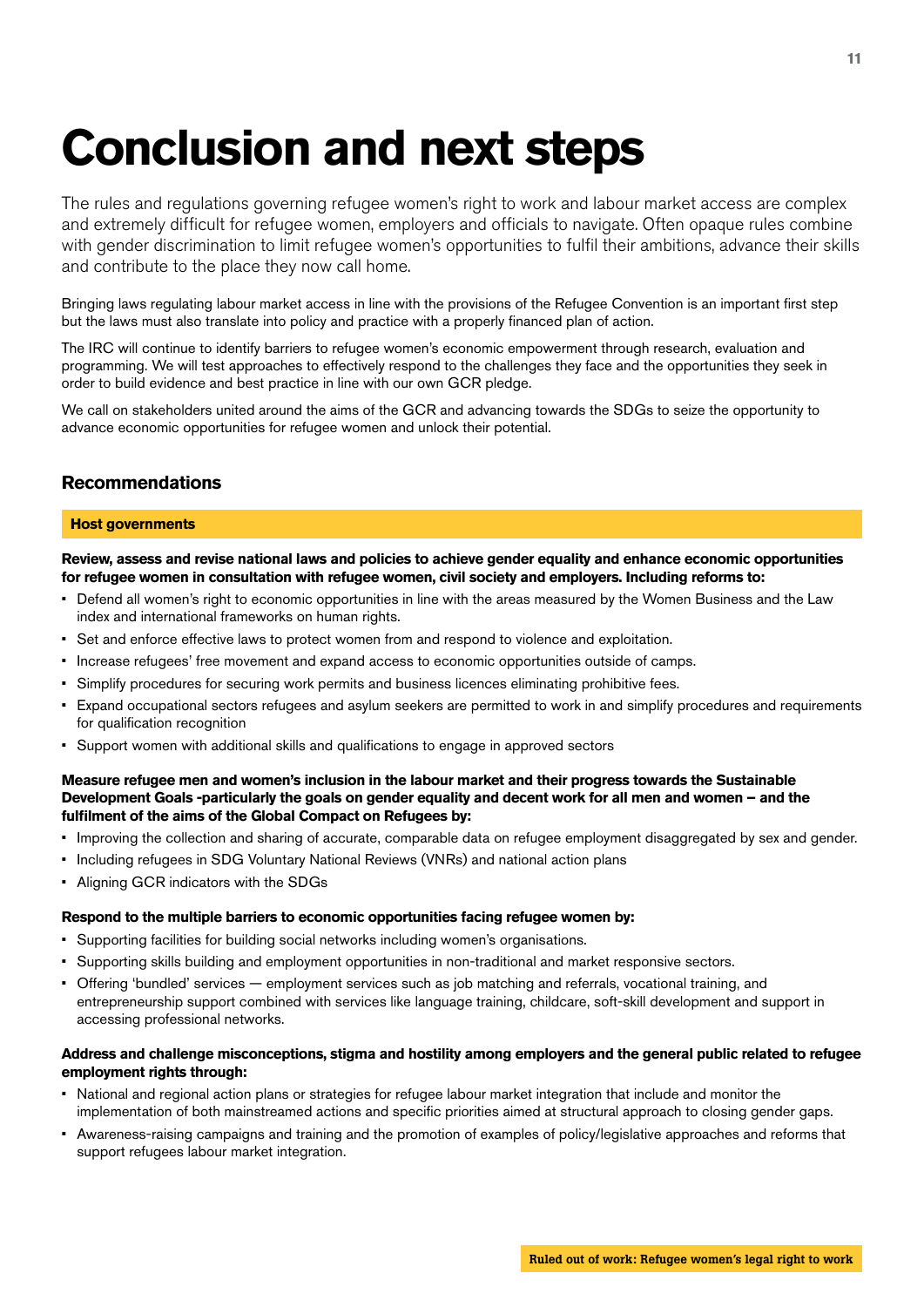# Conclusion and next steps

The rules and regulations governing refugee women's right to work and labour market access are complex and extremely difficult for refugee women, employers and officials to navigate. Often opaque rules combine with gender discrimination to limit refugee women's opportunities to fulfil their ambitions, advance their skills and contribute to the place they now call home.

Bringing laws regulating labour market access in line with the provisions of the Refugee Convention is an important first step but the laws must also translate into policy and practice with a properly financed plan of action.

The IRC will continue to identify barriers to refugee women's economic empowerment through research, evaluation and programming. We will test approaches to effectively respond to the challenges they face and the opportunities they seek in order to build evidence and best practice in line with our own GCR pledge.

We call on stakeholders united around the aims of the GCR and advancing towards the SDGs to seize the opportunity to advance economic opportunities for refugee women and unlock their potential.

## Recommendations

### Host governments

**Review, assess and revise national laws and policies to achieve gender equality and enhance economic opportunities for refugee women in consultation with refugee women, civil society and employers. Including reforms to:**

- Defend all women's right to economic opportunities in line with the areas measured by the Women Business and the Law index and international frameworks on human rights.
- Set and enforce effective laws to protect women from and respond to violence and exploitation.
- Increase refugees' free movement and expand access to economic opportunities outside of camps.
- Simplify procedures for securing work permits and business licences eliminating prohibitive fees.
- Expand occupational sectors refugees and asylum seekers are permitted to work in and simplify procedures and requirements for qualification recognition
- Support women with additional skills and qualifications to engage in approved sectors

**Measure refugee men and women's inclusion in the labour market and their progress towards the Sustainable Development Goals -particularly the goals on gender equality and decent work for all men and women – and the fulfilment of the aims of the Global Compact on Refugees by:**

- Improving the collection and sharing of accurate, comparable data on refugee employment disaggregated by sex and gender.
- Including refugees in SDG Voluntary National Reviews (VNRs) and national action plans
- Aligning GCR indicators with the SDGs

**Respond to the multiple barriers to economic opportunities facing refugee women by:**

- Supporting facilities for building social networks including women's organisations.
- Supporting skills building and employment opportunities in non-traditional and market responsive sectors.
- Offering 'bundled' services — employment services such as job matching and referrals, vocational training, and entrepreneurship support combined with services like language training, childcare, soft-skill development and support in accessing professional networks.

**Address and challenge misconceptions, stigma and hostility among employers and the general public related to refugee employment rights through:**

- National and regional action plans or strategies for refugee labour market integration that include and monitor the implementation of both mainstreamed actions and specific priorities aimed at structural approach to closing gender gaps.
- Awareness-raising campaigns and training and the promotion of examples of policy/legislative approaches and reforms that support refugees labour market integration.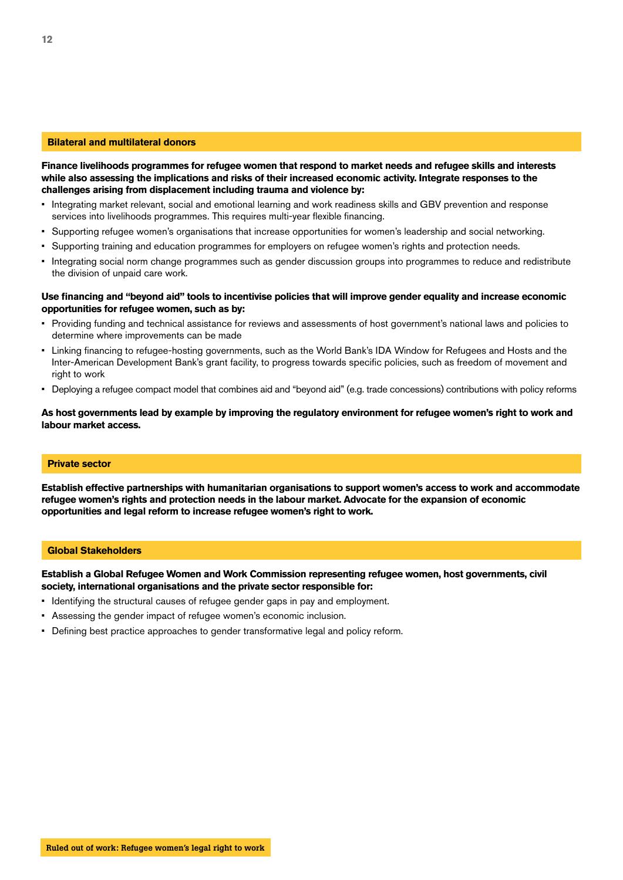### Bilateral and multilateral donors

**Finance livelihoods programmes for refugee women that respond to market needs and refugee skills and interests while also assessing the implications and risks of their increased economic activity. Integrate responses to the challenges arising from displacement including trauma and violence by:**

- Integrating market relevant, social and emotional learning and work readiness skills and GBV prevention and response services into livelihoods programmes. This requires multi-year flexible financing.
- Supporting refugee women's organisations that increase opportunities for women's leadership and social networking.
- Supporting training and education programmes for employers on refugee women's rights and protection needs.
- Integrating social norm change programmes such as gender discussion groups into programmes to reduce and redistribute the division of unpaid care work.

**Use financing and "beyond aid" tools to incentivise policies that will improve gender equality and increase economic opportunities for refugee women, such as by:**

- Providing funding and technical assistance for reviews and assessments of host government's national laws and policies to determine where improvements can be made
- Linking financing to refugee-hosting governments, such as the World Bank's IDA Window for Refugees and Hosts and the Inter-American Development Bank's grant facility, to progress towards specific policies, such as freedom of movement and right to work
- Deploying a refugee compact model that combines aid and "beyond aid" (e.g. trade concessions) contributions with policy reforms

**As host governments lead by example by improving the regulatory environment for refugee women's right to work and labour market access.**

### Private sector

**Establish effective partnerships with humanitarian organisations to support women's access to work and accommodate refugee women's rights and protection needs in the labour market. Advocate for the expansion of economic opportunities and legal reform to increase refugee women's right to work.**

### Global Stakeholders

**Establish a Global Refugee Women and Work Commission representing refugee women, host governments, civil society, international organisations and the private sector responsible for:**

- Identifying the structural causes of refugee gender gaps in pay and employment.
- Assessing the gender impact of refugee women's economic inclusion.
- Defining best practice approaches to gender transformative legal and policy reform.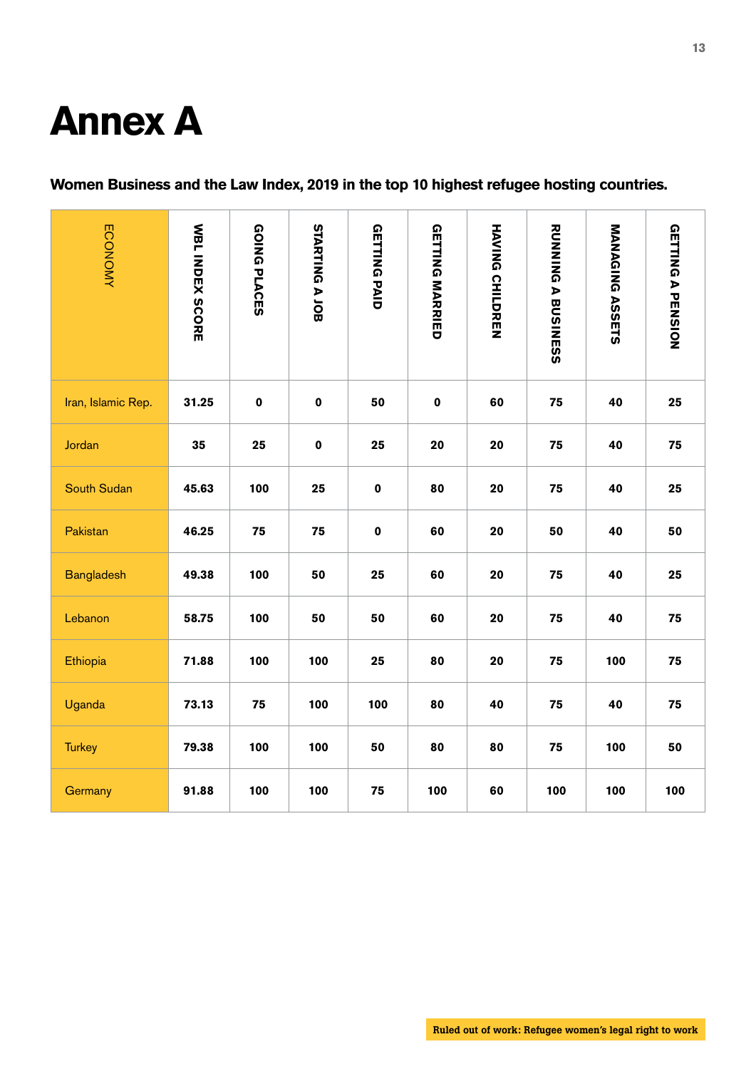# Annex A

**Women Business and the Law Index, 2019 in the top 10 highest refugee hosting countries.**

| ECONOMY | WBL INDEX SCORE | GOING PLACES | STARTING A JOB | GETTING PAID | GETTING MARRIED | HAVING CHILDREN | RUNNING A BUSINESS | MANAGING ASSETS | GETTING A PENSION |
|---|---|---|---|---|---|---|---|---|---|
| Iran, Islamic Rep. | 31.25 | 0 | 0 | 50 | 0 | 60 | 75 | 40 | 25 |
| Jordan | 35 | 25 | 0 | 25 | 20 | 20 | 75 | 40 | 75 |
| South Sudan | 45.63 | 100 | 25 | 0 | 80 | 20 | 75 | 40 | 25 |
| Pakistan | 46.25 | 75 | 75 | 0 | 60 | 20 | 50 | 40 | 50 |
| Bangladesh | 49.38 | 100 | 50 | 25 | 60 | 20 | 75 | 40 | 25 |
| Lebanon | 58.75 | 100 | 50 | 50 | 60 | 20 | 75 | 40 | 75 |
| Ethiopia | 71.88 | 100 | 100 | 25 | 80 | 20 | 75 | 100 | 75 |
| Uganda | 73.13 | 75 | 100 | 100 | 80 | 40 | 75 | 40 | 75 |
| Turkey | 79.38 | 100 | 100 | 50 | 80 | 80 | 75 | 100 | 50 |
| Germany | 91.88 | 100 | 100 | 75 | 100 | 60 | 100 | 100 | 100 |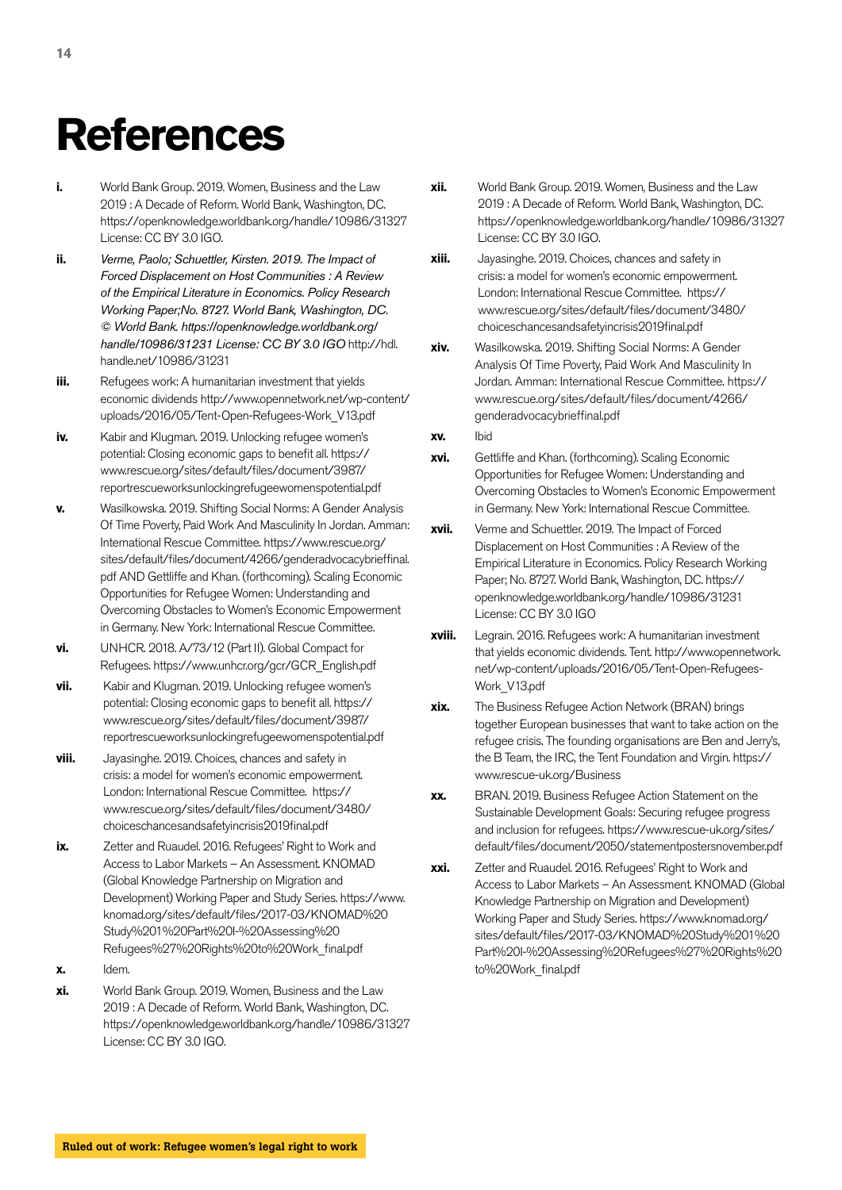# References

**i.** World Bank Group. 2019. Women, Business and the Law 2019 : A Decade of Reform. World Bank, Washington, DC. https://openknowledge.worldbank.org/handle/10986/31327 License: CC BY 3.0 IGO.

**ii.** *Verme, Paolo; Schuettler, Kirsten. 2019. The Impact of Forced Displacement on Host Communities : A Review of the Empirical Literature in Economics. Policy Research Working Paper;No. 8727. World Bank, Washington, DC. © World Bank. https://openknowledge.worldbank.org/handle/10986/31231 License: CC BY 3.0 IGO* http://hdl.handle.net/10986/31231

**iii.** Refugees work: A humanitarian investment that yields economic dividends http://www.opennetwork.net/wp-content/uploads/2016/05/Tent-Open-Refugees-Work_V13.pdf

**iv.** Kabir and Klugman. 2019. Unlocking refugee women's potential: Closing economic gaps to benefit all. https://www.rescue.org/sites/default/files/document/3987/reportrescueworksunlockingrefugeewomenspotential.pdf

**v.** Wasilkowska. 2019. Shifting Social Norms: A Gender Analysis Of Time Poverty, Paid Work And Masculinity In Jordan. Amman: International Rescue Committee. https://www.rescue.org/sites/default/files/document/4266/genderadvocacybrieffinal.pdf AND Gettliffe and Khan. (forthcoming). Scaling Economic Opportunities for Refugee Women: Understanding and Overcoming Obstacles to Women's Economic Empowerment in Germany. New York: International Rescue Committee.

**vi.** UNHCR. 2018. A/73/12 (Part II). Global Compact for Refugees. https://www.unhcr.org/gcr/GCR_English.pdf

**vii.** Kabir and Klugman. 2019. Unlocking refugee women's potential: Closing economic gaps to benefit all. https://www.rescue.org/sites/default/files/document/3987/reportrescueworksunlockingrefugeewomenspotential.pdf

**viii.** Jayasinghe. 2019. Choices, chances and safety in crisis: a model for women's economic empowerment. London: International Rescue Committee. https://www.rescue.org/sites/default/files/document/3480/choiceschancesandsafetyincrisis2019final.pdf

**ix.** Zetter and Ruaudel. 2016. Refugees' Right to Work and Access to Labor Markets – An Assessment. KNOMAD (Global Knowledge Partnership on Migration and Development) Working Paper and Study Series. https://www.knomad.org/sites/default/files/2017-03/KNOMAD%20Study%201%20Part%20I-%20Assessing%20Refugees%27%20Rights%20to%20Work_final.pdf

**x.** Idem.

**xi.** World Bank Group. 2019. Women, Business and the Law 2019 : A Decade of Reform. World Bank, Washington, DC. https://openknowledge.worldbank.org/handle/10986/31327 License: CC BY 3.0 IGO.

**xii.** World Bank Group. 2019. Women, Business and the Law 2019 : A Decade of Reform. World Bank, Washington, DC. https://openknowledge.worldbank.org/handle/10986/31327 License: CC BY 3.0 IGO.

**xiii.** Jayasinghe. 2019. Choices, chances and safety in crisis: a model for women's economic empowerment. London: International Rescue Committee. https://www.rescue.org/sites/default/files/document/3480/choiceschancesandsafetyincrisis2019final.pdf

**xiv.** Wasilkowska. 2019. Shifting Social Norms: A Gender Analysis Of Time Poverty, Paid Work And Masculinity In Jordan. Amman: International Rescue Committee. https://www.rescue.org/sites/default/files/document/4266/genderadvocacybrieffinal.pdf

**xv.** Ibid

**xvi.** Gettliffe and Khan. (forthcoming). Scaling Economic Opportunities for Refugee Women: Understanding and Overcoming Obstacles to Women's Economic Empowerment in Germany. New York: International Rescue Committee.

**xvii.** Verme and Schuettler. 2019. The Impact of Forced Displacement on Host Communities : A Review of the Empirical Literature in Economics. Policy Research Working Paper; No. 8727. World Bank, Washington, DC. https://openknowledge.worldbank.org/handle/10986/31231 License: CC BY 3.0 IGO

**xviii.** Legrain. 2016. Refugees work: A humanitarian investment that yields economic dividends. Tent. http://www.opennetwork.net/wp-content/uploads/2016/05/Tent-Open-Refugees-Work_V13.pdf

**xix.** The Business Refugee Action Network (BRAN) brings together European businesses that want to take action on the refugee crisis. The founding organisations are Ben and Jerry's, the B Team, the IRC, the Tent Foundation and Virgin. https://www.rescue-uk.org/Business

**xx.** BRAN. 2019. Business Refugee Action Statement on the Sustainable Development Goals: Securing refugee progress and inclusion for refugees. https://www.rescue-uk.org/sites/default/files/document/2050/statementpostersnovember.pdf

**xxi.** Zetter and Ruaudel. 2016. Refugees' Right to Work and Access to Labor Markets – An Assessment. KNOMAD (Global Knowledge Partnership on Migration and Development) Working Paper and Study Series. https://www.knomad.org/sites/default/files/2017-03/KNOMAD%20Study%201%20Part%20I-%20Assessing%20Refugees%27%20Rights%20to%20Work_final.pdf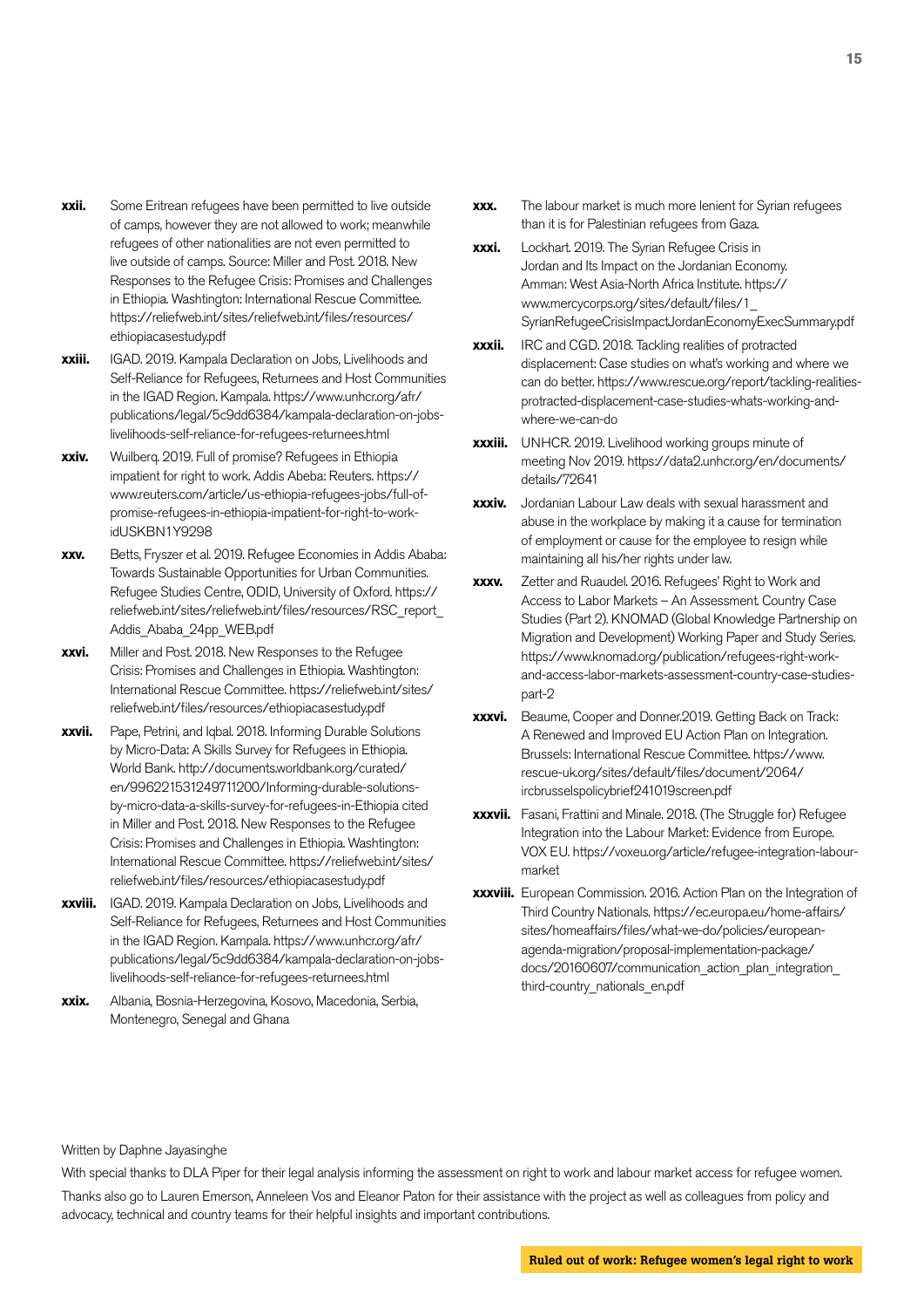**xxii.** Some Eritrean refugees have been permitted to live outside of camps, however they are not allowed to work; meanwhile refugees of other nationalities are not even permitted to live outside of camps. Source: Miller and Post. 2018. New Responses to the Refugee Crisis: Promises and Challenges in Ethiopia. Washtington: International Rescue Committee. https://reliefweb.int/sites/reliefweb.int/files/resources/ethiopiacasestudy.pdf

**xxiii.** IGAD. 2019. Kampala Declaration on Jobs, Livelihoods and Self-Reliance for Refugees, Returnees and Host Communities in the IGAD Region. Kampala. https://www.unhcr.org/afr/publications/legal/5c9dd6384/kampala-declaration-on-jobs-livelihoods-self-reliance-for-refugees-returnees.html

**xxiv.** Wuilberq. 2019. Full of promise? Refugees in Ethiopia impatient for right to work. Addis Abeba: Reuters. https://www.reuters.com/article/us-ethiopia-refugees-jobs/full-of-promise-refugees-in-ethiopia-impatient-for-right-to-work-idUSKBN1Y9298

**xxv.** Betts, Fryszer et al. 2019. Refugee Economies in Addis Ababa: Towards Sustainable Opportunities for Urban Communities. Refugee Studies Centre, ODID, University of Oxford. https://reliefweb.int/sites/reliefweb.int/files/resources/RSC_report_Addis_Ababa_24pp_WEB.pdf

**xxvi.** Miller and Post. 2018. New Responses to the Refugee Crisis: Promises and Challenges in Ethiopia. Washtington: International Rescue Committee. https://reliefweb.int/sites/reliefweb.int/files/resources/ethiopiacasestudy.pdf

**xxvii.** Pape, Petrini, and Iqbal. 2018. Informing Durable Solutions by Micro-Data: A Skills Survey for Refugees in Ethiopia. World Bank. http://documents.worldbank.org/curated/en/996221531249711200/Informing-durable-solutions-by-micro-data-a-skills-survey-for-refugees-in-Ethiopia cited in Miller and Post. 2018. New Responses to the Refugee Crisis: Promises and Challenges in Ethiopia. Washtington: International Rescue Committee. https://reliefweb.int/sites/reliefweb.int/files/resources/ethiopiacasestudy.pdf

**xxviii.** IGAD. 2019. Kampala Declaration on Jobs, Livelihoods and Self-Reliance for Refugees, Returnees and Host Communities in the IGAD Region. Kampala. https://www.unhcr.org/afr/publications/legal/5c9dd6384/kampala-declaration-on-jobs-livelihoods-self-reliance-for-refugees-returnees.html

**xxix.** Albania, Bosnia-Herzegovina, Kosovo, Macedonia, Serbia, Montenegro, Senegal and Ghana

**xxx.** The labour market is much more lenient for Syrian refugees than it is for Palestinian refugees from Gaza.

**xxxi.** Lockhart. 2019. The Syrian Refugee Crisis in Jordan and Its Impact on the Jordanian Economy. Amman: West Asia-North Africa Institute. https://www.mercycorps.org/sites/default/files/1_SyrianRefugeeCrisisImpactJordanEconomyExecSummary.pdf

**xxxii.** IRC and CGD. 2018. Tackling realities of protracted displacement: Case studies on what's working and where we can do better. https://www.rescue.org/report/tackling-realities-protracted-displacement-case-studies-whats-working-and-where-we-can-do

**xxxiii.** UNHCR. 2019. Livelihood working groups minute of meeting Nov 2019. https://data2.unhcr.org/en/documents/details/72641

**xxxiv.** Jordanian Labour Law deals with sexual harassment and abuse in the workplace by making it a cause for termination of employment or cause for the employee to resign while maintaining all his/her rights under law.

**xxxv.** Zetter and Ruaudel. 2016. Refugees' Right to Work and Access to Labor Markets – An Assessment. Country Case Studies (Part 2). KNOMAD (Global Knowledge Partnership on Migration and Development) Working Paper and Study Series. https://www.knomad.org/publication/refugees-right-work-and-access-labor-markets-assessment-country-case-studies-part-2

**xxxvi.** Beaume, Cooper and Donner.2019. Getting Back on Track: A Renewed and Improved EU Action Plan on Integration. Brussels: International Rescue Committee. https://www.rescue-uk.org/sites/default/files/document/2064/ircbrusselspolicybrief241019screen.pdf

**xxxvii.** Fasani, Frattini and Minale. 2018. (The Struggle for) Refugee Integration into the Labour Market: Evidence from Europe. VOX EU. https://voxeu.org/article/refugee-integration-labour-market

**xxxviii.** European Commission. 2016. Action Plan on the Integration of Third Country Nationals. https://ec.europa.eu/home-affairs/sites/homeaffairs/files/what-we-do/policies/european-agenda-migration/proposal-implementation-package/docs/20160607/communication_action_plan_integration_third-country_nationals_en.pdf

Written by Daphne Jayasinghe

With special thanks to DLA Piper for their legal analysis informing the assessment on right to work and labour market access for refugee women.

Thanks also go to Lauren Emerson, Anneleen Vos and Eleanor Paton for their assistance with the project as well as colleagues from policy and advocacy, technical and country teams for their helpful insights and important contributions.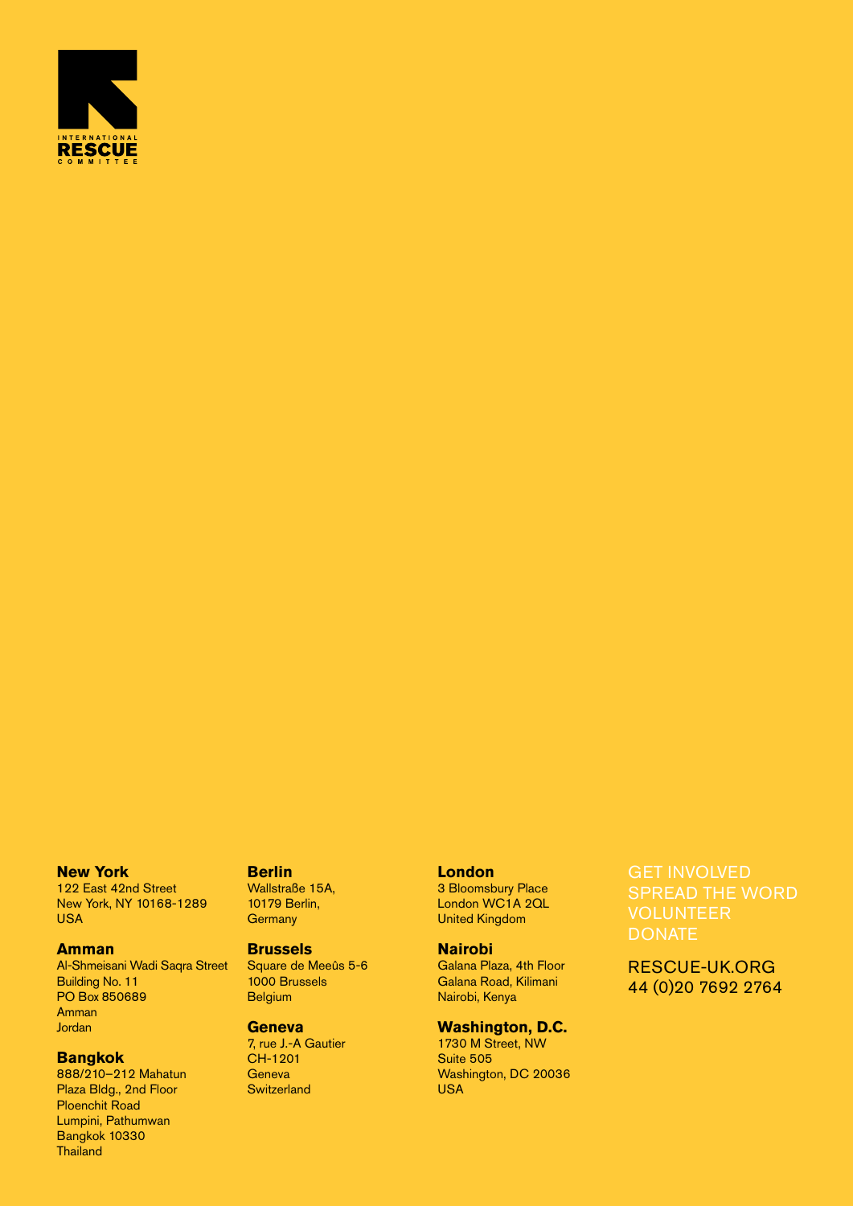INTERNATIONAL
RESCUE
COMMITTEE

**New York**
122 East 42nd Street
New York, NY 10168-1289
USA

**Amman**
Al-Shmeisani Wadi Saqra Street
Building No. 11
PO Box 850689
Amman
Jordan

**Bangkok**
888/210–212 Mahatun
Plaza Bldg., 2nd Floor
Ploenchit Road
Lumpini, Pathumwan
Bangkok 10330
Thailand

**Berlin**
Wallstraße 15A,
10179 Berlin,
Germany

**Brussels**
Square de Meeûs 5-6
1000 Brussels
Belgium

**Geneva**
7, rue J.-A Gautier
CH-1201
Geneva
Switzerland

**London**
3 Bloomsbury Place
London WC1A 2QL
United Kingdom

**Nairobi**
Galana Plaza, 4th Floor
Galana Road, Kilimani
Nairobi, Kenya

**Washington, D.C.**
1730 M Street, NW
Suite 505
Washington, DC 20036
USA

GET INVOLVED
SPREAD THE WORD
VOLUNTEER
DONATE

RESCUE-UK.ORG
44 (0)20 7692 2764